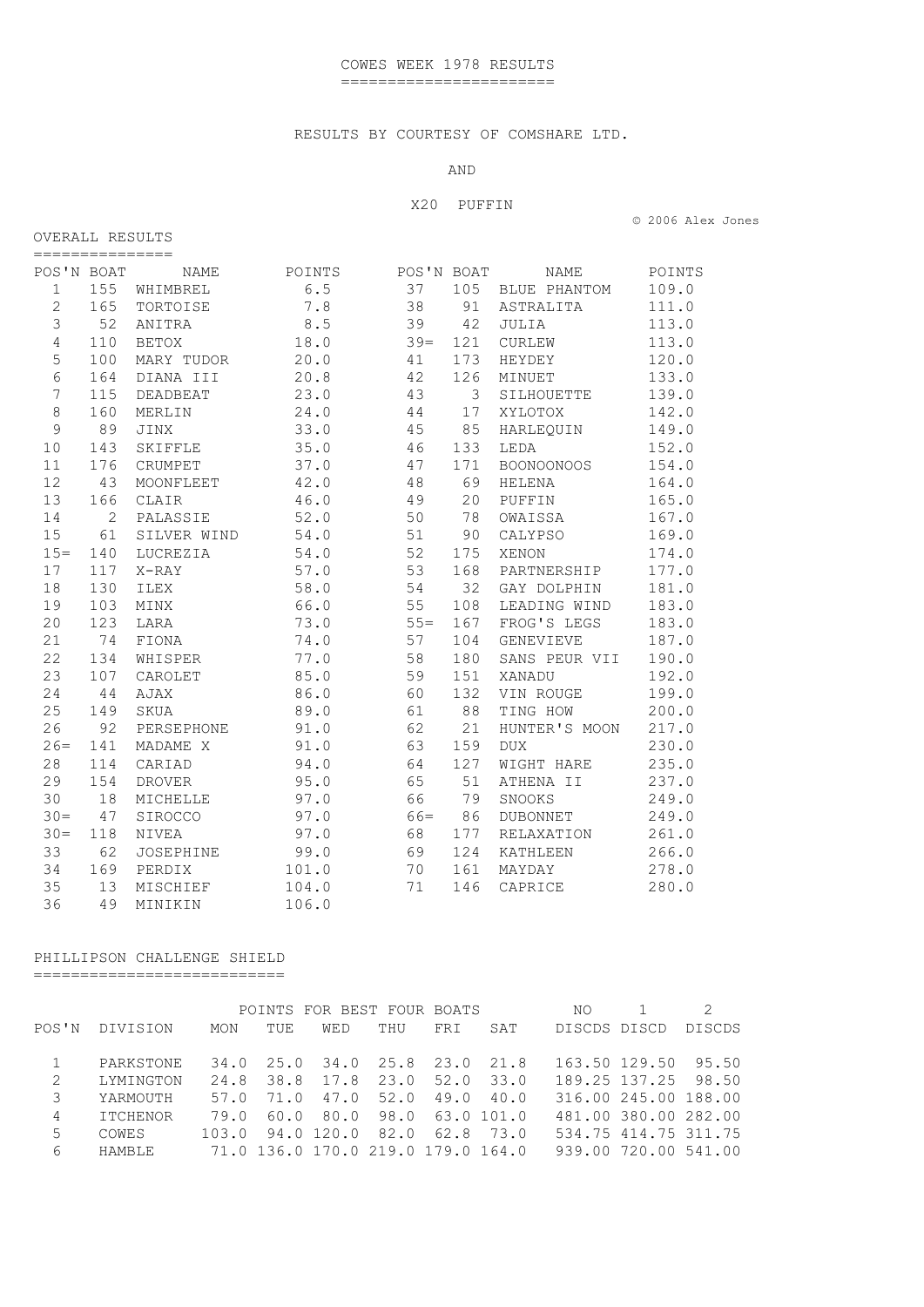# COWES WEEK 1978 RESULTS

RESULTS BY COURTESY OF COMSHARE LTD.

AND

X20 PUFFIN

© 2006 Alex Jones

## OVERALL RESULTS

| POS'N | BOAT | NAME | POINTS |
|---|---|---|---|
| 1 | 155 | WHIMBREL | 6.5 |
| 2 | 165 | TORTOISE | 7.8 |
| 3 | 52 | ANITRA | 8.5 |
| 4 | 110 | BETOX | 18.0 |
| 5 | 100 | MARY TUDOR | 20.0 |
| 6 | 164 | DIANA III | 20.8 |
| 7 | 115 | DEADBEAT | 23.0 |
| 8 | 160 | MERLIN | 24.0 |
| 9 | 89 | JINX | 33.0 |
| 10 | 143 | SKIFFLE | 35.0 |
| 11 | 176 | CRUMPET | 37.0 |
| 12 | 43 | MOONFLEET | 42.0 |
| 13 | 166 | CLAIR | 46.0 |
| 14 | 2 | PALASSIE | 52.0 |
| 15 | 61 | SILVER WIND | 54.0 |
| 15= | 140 | LUCREZIA | 54.0 |
| 17 | 117 | X-RAY | 57.0 |
| 18 | 130 | ILEX | 58.0 |
| 19 | 103 | MINX | 66.0 |
| 20 | 123 | LARA | 73.0 |
| 21 | 74 | FIONA | 74.0 |
| 22 | 134 | WHISPER | 77.0 |
| 23 | 107 | CAROLET | 85.0 |
| 24 | 44 | AJAX | 86.0 |
| 25 | 149 | SKUA | 89.0 |
| 26 | 92 | PERSEPHONE | 91.0 |
| 26= | 141 | MADAME X | 91.0 |
| 28 | 114 | CARIAD | 94.0 |
| 29 | 154 | DROVER | 95.0 |
| 30 | 18 | MICHELLE | 97.0 |
| 30= | 47 | SIROCCO | 97.0 |
| 30= | 118 | NIVEA | 97.0 |
| 33 | 62 | JOSEPHINE | 99.0 |
| 34 | 169 | PERDIX | 101.0 |
| 35 | 13 | MISCHIEF | 104.0 |
| 36 | 49 | MINIKIN | 106.0 |
| 37 | 105 | BLUE PHANTOM | 109.0 |
| 38 | 91 | ASTRALITA | 111.0 |
| 39 | 42 | JULIA | 113.0 |
| 39= | 121 | CURLEW | 113.0 |
| 41 | 173 | HEYDEY | 120.0 |
| 42 | 126 | MINUET | 133.0 |
| 43 | 3 | SILHOUETTE | 139.0 |
| 44 | 17 | XYLOTOX | 142.0 |
| 45 | 85 | HARLEQUIN | 149.0 |
| 46 | 133 | LEDA | 152.0 |
| 47 | 171 | BOONOONOOS | 154.0 |
| 48 | 69 | HELENA | 164.0 |
| 49 | 20 | PUFFIN | 165.0 |
| 50 | 78 | OWAISSA | 167.0 |
| 51 | 90 | CALYPSO | 169.0 |
| 52 | 175 | XENON | 174.0 |
| 53 | 168 | PARTNERSHIP | 177.0 |
| 54 | 32 | GAY DOLPHIN | 181.0 |
| 55 | 108 | LEADING WIND | 183.0 |
| 55= | 167 | FROG'S LEGS | 183.0 |
| 57 | 104 | GENEVIEVE | 187.0 |
| 58 | 180 | SANS PEUR VII | 190.0 |
| 59 | 151 | XANADU | 192.0 |
| 60 | 132 | VIN ROUGE | 199.0 |
| 61 | 88 | TING HOW | 200.0 |
| 62 | 21 | HUNTER'S MOON | 217.0 |
| 63 | 159 | DUX | 230.0 |
| 64 | 127 | WIGHT HARE | 235.0 |
| 65 | 51 | ATHENA II | 237.0 |
| 66 | 79 | SNOOKS | 249.0 |
| 66= | 86 | DUBONNET | 249.0 |
| 68 | 177 | RELAXATION | 261.0 |
| 69 | 124 | KATHLEEN | 266.0 |
| 70 | 161 | MAYDAY | 278.0 |
| 71 | 146 | CAPRICE | 280.0 |

## PHILLIPSON CHALLENGE SHIELD

| POS'N | DIVISION | POINTS FOR BEST FOUR BOATS MON | TUE | WED | THU | FRI | SAT | NO DISCDS | 1 DISCD | 2 DISCDS |
|---|---|---|---|---|---|---|---|---|---|---|
| 1 | PARKSTONE | 34.0 | 25.0 | 34.0 | 25.8 | 23.0 | 21.8 | 163.50 | 129.50 | 95.50 |
| 2 | LYMINGTON | 24.8 | 38.8 | 17.8 | 23.0 | 52.0 | 33.0 | 189.25 | 137.25 | 98.50 |
| 3 | YARMOUTH | 57.0 | 71.0 | 47.0 | 52.0 | 49.0 | 40.0 | 316.00 | 245.00 | 188.00 |
| 4 | ITCHENOR | 79.0 | 60.0 | 80.0 | 98.0 | 63.0 | 101.0 | 481.00 | 380.00 | 282.00 |
| 5 | COWES | 103.0 | 94.0 | 120.0 | 82.0 | 62.8 | 73.0 | 534.75 | 414.75 | 311.75 |
| 6 | HAMBLE | 71.0 | 136.0 | 170.0 | 219.0 | 179.0 | 164.0 | 939.00 | 720.00 | 541.00 |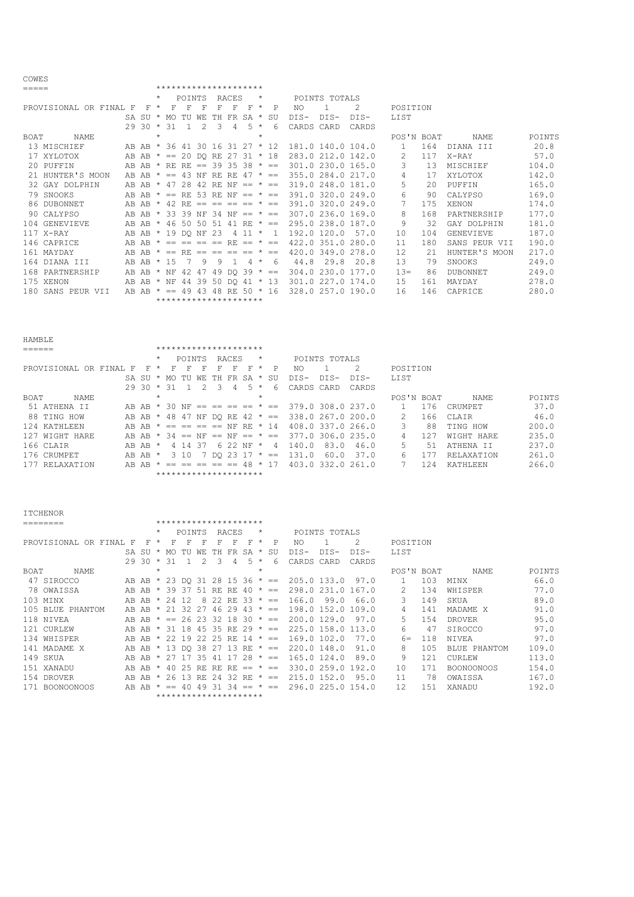## COWES

PROVISIONAL OR FINAL

| BOAT | NAME | F SA 29 | F SU 30 | F MO 31 | F TU 1 | F WE 2 | F TH 3 | F FR 4 | F SA 5 | P SU 6 | NO DIS-CARDS | 1 DIS-CARD | 2 DIS-CARDS |
|---|---|---|---|---|---|---|---|---|---|---|---|---|---|
| 13 | MISCHIEF | AB | AB | 36 | 41 | 30 | 16 | 31 | 27 | 12 | 181.0 | 140.0 | 104.0 |
| 17 | XYLOTOX | AB | AB | == | 20 | DQ | RE | 27 | 31 | 18 | 283.0 | 212.0 | 142.0 |
| 20 | PUFFIN | AB | AB | RE | RE | == | 39 | 35 | 38 | == | 301.0 | 230.0 | 165.0 |
| 21 | HUNTER'S MOON | AB | AB | == | 43 | NF | RE | RE | 47 | == | 355.0 | 284.0 | 217.0 |
| 32 | GAY DOLPHIN | AB | AB | 47 | 28 | 42 | RE | NF | == | == | 319.0 | 248.0 | 181.0 |
| 79 | SNOOKS | AB | AB | == | RE | 53 | RE | NF | == | == | 391.0 | 320.0 | 249.0 |
| 86 | DUBONNET | AB | AB | 42 | RE | == | == | == | == | == | 391.0 | 320.0 | 249.0 |
| 90 | CALYPSO | AB | AB | 33 | 39 | NF | 34 | NF | == | == | 307.0 | 236.0 | 169.0 |
| 104 | GENEVIEVE | AB | AB | 46 | 50 | 50 | 51 | 41 | RE | == | 295.0 | 238.0 | 187.0 |
| 117 | X-RAY | AB | AB | 19 | DQ | NF | 23 | 4 | 11 | 1 | 192.0 | 120.0 | 57.0 |
| 146 | CAPRICE | AB | AB | == | == | == | == | RE | == | == | 422.0 | 351.0 | 280.0 |
| 161 | MAYDAY | AB | AB | == | RE | == | == | == | == | == | 420.0 | 349.0 | 278.0 |
| 164 | DIANA III | AB | AB | 15 | 7 | 9 | 9 | 1 | 4 | 6 | 44.8 | 29.8 | 20.8 |
| 168 | PARTNERSHIP | AB | AB | NF | 42 | 47 | 49 | DQ | 39 | == | 304.0 | 230.0 | 177.0 |
| 175 | XENON | AB | AB | NF | 44 | 39 | 50 | DQ | 41 | 13 | 301.0 | 227.0 | 174.0 |
| 180 | SANS PEUR VII | AB | AB | == | 49 | 43 | 48 | RE | 50 | 16 | 328.0 | 257.0 | 190.0 |

POSITION LIST

| POS'N | BOAT | NAME | POINTS |
|---|---|---|---|
| 1 | 164 | DIANA III | 20.8 |
| 2 | 117 | X-RAY | 57.0 |
| 3 | 13 | MISCHIEF | 104.0 |
| 4 | 17 | XYLOTOX | 142.0 |
| 5 | 20 | PUFFIN | 165.0 |
| 6 | 90 | CALYPSO | 169.0 |
| 7 | 175 | XENON | 174.0 |
| 8 | 168 | PARTNERSHIP | 177.0 |
| 9 | 32 | GAY DOLPHIN | 181.0 |
| 10 | 104 | GENEVIEVE | 187.0 |
| 11 | 180 | SANS PEUR VII | 190.0 |
| 12 | 21 | HUNTER'S MOON | 217.0 |
| 13 | 79 | SNOOKS | 249.0 |
| 13= | 86 | DUBONNET | 249.0 |
| 15 | 161 | MAYDAY | 278.0 |
| 16 | 146 | CAPRICE | 280.0 |

## HAMBLE

PROVISIONAL OR FINAL

| BOAT | NAME | F SA 29 | F SU 30 | F MO 31 | F TU 1 | F WE 2 | F TH 3 | F FR 4 | F SA 5 | P SU 6 | NO DIS-CARDS | 1 DIS-CARD | 2 DIS-CARDS |
|---|---|---|---|---|---|---|---|---|---|---|---|---|---|
| 51 | ATHENA II | AB | AB | 30 | NF | == | == | == | == | == | 379.0 | 308.0 | 237.0 |
| 88 | TING HOW | AB | AB | 48 | 47 | NF | DQ | RE | 42 | == | 338.0 | 267.0 | 200.0 |
| 124 | KATHLEEN | AB | AB | == | == | == | == | NF | RE | 14 | 408.0 | 337.0 | 266.0 |
| 127 | WIGHT HARE | AB | AB | 34 | == | NF | == | NF | == | == | 377.0 | 306.0 | 235.0 |
| 166 | CLAIR | AB | AB | 4 | 14 | 37 | 6 | 22 | NF | 4 | 140.0 | 83.0 | 46.0 |
| 176 | CRUMPET | AB | AB | 3 | 10 | 7 | DQ | 23 | 17 | == | 131.0 | 60.0 | 37.0 |
| 177 | RELAXATION | AB | AB | == | == | == | == | == | 48 | 17 | 403.0 | 332.0 | 261.0 |

POSITION LIST

| POS'N | BOAT | NAME | POINTS |
|---|---|---|---|
| 1 | 176 | CRUMPET | 37.0 |
| 2 | 166 | CLAIR | 46.0 |
| 3 | 88 | TING HOW | 200.0 |
| 4 | 127 | WIGHT HARE | 235.0 |
| 5 | 51 | ATHENA II | 237.0 |
| 6 | 177 | RELAXATION | 261.0 |
| 7 | 124 | KATHLEEN | 266.0 |

## ITCHENOR

PROVISIONAL OR FINAL

| BOAT | NAME | F SA 29 | F SU 30 | F MO 31 | F TU 1 | F WE 2 | F TH 3 | F FR 4 | F SA 5 | P SU 6 | NO DIS-CARDS | 1 DIS-CARD | 2 DIS-CARDS |
|---|---|---|---|---|---|---|---|---|---|---|---|---|---|
| 47 | SIROCCO | AB | AB | 23 | DQ | 31 | 28 | 15 | 36 | == | 205.0 | 133.0 | 97.0 |
| 78 | OWAISSA | AB | AB | 39 | 37 | 51 | RE | RE | 40 | == | 298.0 | 231.0 | 167.0 |
| 103 | MINX | AB | AB | 24 | 12 | 8 | 22 | RE | 33 | == | 166.0 | 99.0 | 66.0 |
| 105 | BLUE PHANTOM | AB | AB | 21 | 32 | 27 | 46 | 29 | 43 | == | 198.0 | 152.0 | 109.0 |
| 118 | NIVEA | AB | AB | == | 26 | 23 | 32 | 18 | 30 | == | 200.0 | 129.0 | 97.0 |
| 121 | CURLEW | AB | AB | 31 | 18 | 45 | 35 | RE | 29 | == | 225.0 | 158.0 | 113.0 |
| 134 | WHISPER | AB | AB | 22 | 19 | 22 | 25 | RE | 14 | == | 169.0 | 102.0 | 77.0 |
| 141 | MADAME X | AB | AB | 13 | DQ | 38 | 27 | 13 | RE | == | 220.0 | 148.0 | 91.0 |
| 149 | SKUA | AB | AB | 27 | 17 | 35 | 41 | 17 | 28 | == | 165.0 | 124.0 | 89.0 |
| 151 | XANADU | AB | AB | 40 | 25 | RE | RE | RE | == | == | 330.0 | 259.0 | 192.0 |
| 154 | DROVER | AB | AB | 26 | 13 | RE | 24 | 32 | RE | == | 215.0 | 152.0 | 95.0 |
| 171 | BOONOONOOS | AB | AB | == | == | 40 | 49 | 31 | 34 | == | 296.0 | 225.0 | 154.0 |

POSITION LIST

| POS'N | BOAT | NAME | POINTS |
|---|---|---|---|
| 1 | 103 | MINX | 66.0 |
| 2 | 134 | WHISPER | 77.0 |
| 3 | 149 | SKUA | 89.0 |
| 4 | 141 | MADAME X | 91.0 |
| 5 | 154 | DROVER | 95.0 |
| 6 | 47 | SIROCCO | 97.0 |
| 6= | 118 | NIVEA | 97.0 |
| 8 | 105 | BLUE PHANTOM | 109.0 |
| 9 | 121 | CURLEW | 113.0 |
| 10 | 171 | BOONOONOOS | 154.0 |
| 11 | 78 | OWAISSA | 167.0 |
| 12 | 151 | XANADU | 192.0 |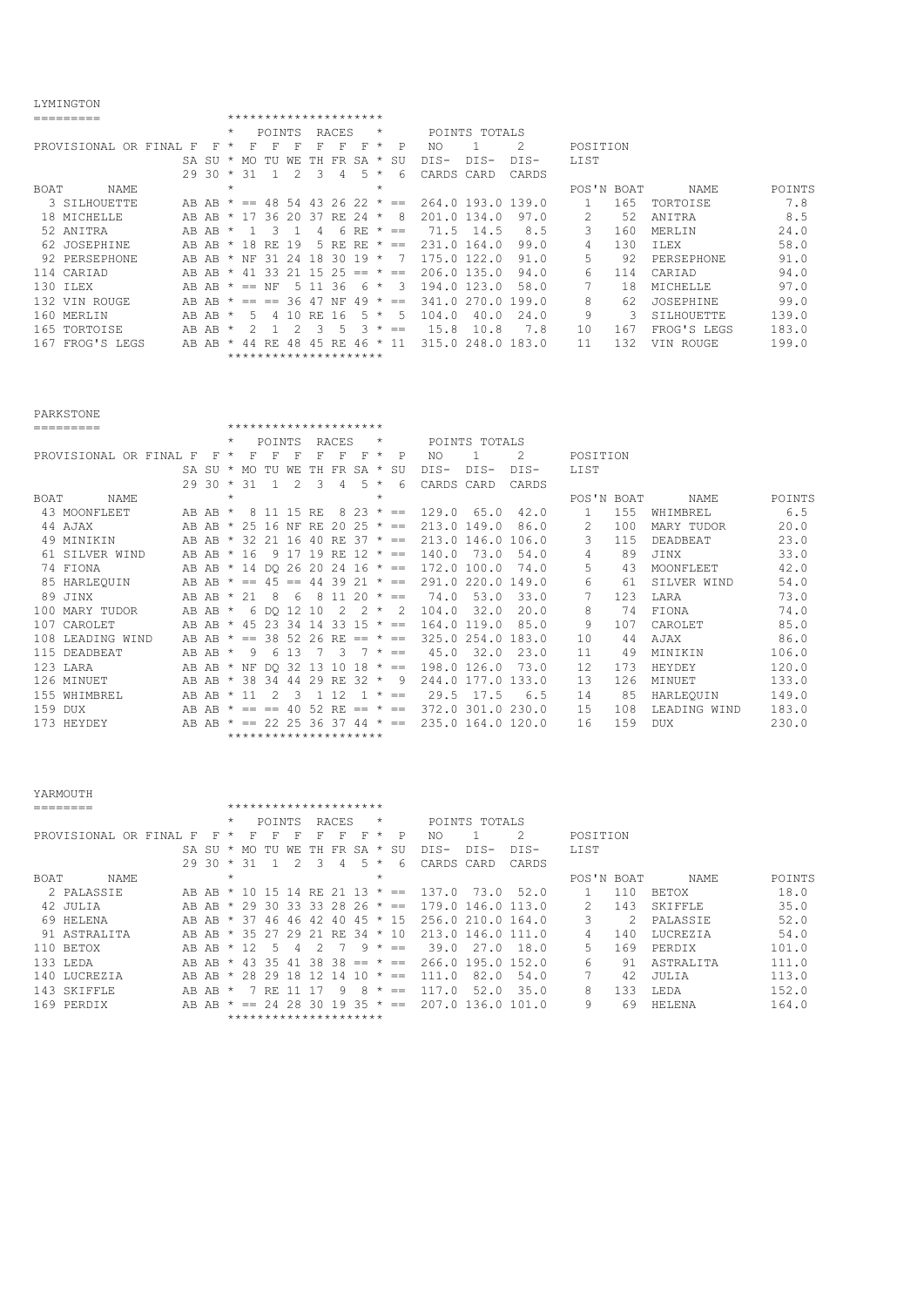# LYMINGTON

| BOAT | NAME | F SA 29 | F SU 30 | F MO 31 | F TU 1 | F WE 2 | F TH 3 | F FR 4 | F SA 5 | P SU 6 | NO DIS- CARDS | 1 DIS- CARD | 2 DIS- CARDS | POS'N | BOAT | NAME | POINTS |
|---|---|---|---|---|---|---|---|---|---|---|---|---|---|---|---|---|---|
| 3 | SILHOUETTE | AB | AB | == | 48 | 54 | 43 | 26 | 22 | == | 264.0 | 193.0 | 139.0 | 1 | 165 | TORTOISE | 7.8 |
| 18 | MICHELLE | AB | AB | 17 | 36 | 20 | 37 | RE | 24 | 8 | 201.0 | 134.0 | 97.0 | 2 | 52 | ANITRA | 8.5 |
| 52 | ANITRA | AB | AB | 1 | 3 | 1 | 4 | 6 | RE | == | 71.5 | 14.5 | 8.5 | 3 | 160 | MERLIN | 24.0 |
| 62 | JOSEPHINE | AB | AB | 18 | RE | 19 | 5 | RE | RE | == | 231.0 | 164.0 | 99.0 | 4 | 130 | ILEX | 58.0 |
| 92 | PERSEPHONE | AB | AB | NF | 31 | 24 | 18 | 30 | 19 | 7 | 175.0 | 122.0 | 91.0 | 5 | 92 | PERSEPHONE | 91.0 |
| 114 | CARIAD | AB | AB | 41 | 33 | 21 | 15 | 25 | == | == | 206.0 | 135.0 | 94.0 | 6 | 114 | CARIAD | 94.0 |
| 130 | ILEX | AB | AB | == | NF | 5 | 11 | 36 | 6 | 3 | 194.0 | 123.0 | 58.0 | 7 | 18 | MICHELLE | 97.0 |
| 132 | VIN ROUGE | AB | AB | == | == | 36 | 47 | NF | 49 | == | 341.0 | 270.0 | 199.0 | 8 | 62 | JOSEPHINE | 99.0 |
| 160 | MERLIN | AB | AB | 5 | 4 | 10 | RE | 16 | 5 | 5 | 104.0 | 40.0 | 24.0 | 9 | 3 | SILHOUETTE | 139.0 |
| 165 | TORTOISE | AB | AB | 2 | 1 | 2 | 3 | 5 | 3 | == | 15.8 | 10.8 | 7.8 | 10 | 167 | FROG'S LEGS | 183.0 |
| 167 | FROG'S LEGS | AB | AB | 44 | RE | 48 | 45 | RE | 46 | 11 | 315.0 | 248.0 | 183.0 | 11 | 132 | VIN ROUGE | 199.0 |

# PARKSTONE

| BOAT | NAME | F SA 29 | F SU 30 | F MO 31 | F TU 1 | F WE 2 | F TH 3 | F FR 4 | F SA 5 | P SU 6 | NO DIS- CARDS | 1 DIS- CARD | 2 DIS- CARDS | POS'N | BOAT | NAME | POINTS |
|---|---|---|---|---|---|---|---|---|---|---|---|---|---|---|---|---|---|
| 43 | MOONFLEET | AB | AB | 8 | 11 | 15 | RE | 8 | 23 | == | 129.0 | 65.0 | 42.0 | 1 | 155 | WHIMBREL | 6.5 |
| 44 | AJAX | AB | AB | 25 | 16 | NF | RE | 20 | 25 | == | 213.0 | 149.0 | 86.0 | 2 | 100 | MARY TUDOR | 20.0 |
| 49 | MINIKIN | AB | AB | 32 | 21 | 16 | 40 | RE | 37 | == | 213.0 | 146.0 | 106.0 | 3 | 115 | DEADBEAT | 23.0 |
| 61 | SILVER WIND | AB | AB | 16 | 9 | 17 | 19 | RE | 12 | == | 140.0 | 73.0 | 54.0 | 4 | 89 | JINX | 33.0 |
| 74 | FIONA | AB | AB | 14 | DQ | 26 | 20 | 24 | 16 | == | 172.0 | 100.0 | 74.0 | 5 | 43 | MOONFLEET | 42.0 |
| 85 | HARLEQUIN | AB | AB | == | 45 | == | 44 | 39 | 21 | == | 291.0 | 220.0 | 149.0 | 6 | 61 | SILVER WIND | 54.0 |
| 89 | JINX | AB | AB | 21 | 8 | 6 | 8 | 11 | 20 | == | 74.0 | 53.0 | 33.0 | 7 | 123 | LARA | 73.0 |
| 100 | MARY TUDOR | AB | AB | 6 | DQ | 12 | 10 | 2 | 2 | 2 | 104.0 | 32.0 | 20.0 | 8 | 74 | FIONA | 74.0 |
| 107 | CAROLET | AB | AB | 45 | 23 | 34 | 14 | 33 | 15 | == | 164.0 | 119.0 | 85.0 | 9 | 107 | CAROLET | 85.0 |
| 108 | LEADING WIND | AB | AB | == | 38 | 52 | 26 | RE | == | == | 325.0 | 254.0 | 183.0 | 10 | 44 | AJAX | 86.0 |
| 115 | DEADBEAT | AB | AB | 9 | 6 | 13 | 7 | 3 | 7 | == | 45.0 | 32.0 | 23.0 | 11 | 49 | MINIKIN | 106.0 |
| 123 | LARA | AB | AB | NF | DQ | 32 | 13 | 10 | 18 | == | 198.0 | 126.0 | 73.0 | 12 | 173 | HEYDEY | 120.0 |
| 126 | MINUET | AB | AB | 38 | 34 | 44 | 29 | RE | 32 | 9 | 244.0 | 177.0 | 133.0 | 13 | 126 | MINUET | 133.0 |
| 155 | WHIMBREL | AB | AB | 11 | 2 | 3 | 1 | 12 | 1 | == | 29.5 | 17.5 | 6.5 | 14 | 85 | HARLEQUIN | 149.0 |
| 159 | DUX | AB | AB | == | == | 40 | 52 | RE | == | == | 372.0 | 301.0 | 230.0 | 15 | 108 | LEADING WIND | 183.0 |
| 173 | HEYDEY | AB | AB | == | 22 | 25 | 36 | 37 | 44 | == | 235.0 | 164.0 | 120.0 | 16 | 159 | DUX | 230.0 |

# YARMOUTH

| BOAT | NAME | F SA 29 | F SU 30 | F MO 31 | F TU 1 | F WE 2 | F TH 3 | F FR 4 | F SA 5 | P SU 6 | NO DIS- CARDS | 1 DIS- CARD | 2 DIS- CARDS | POS'N | BOAT | NAME | POINTS |
|---|---|---|---|---|---|---|---|---|---|---|---|---|---|---|---|---|---|
| 2 | PALASSIE | AB | AB | 10 | 15 | 14 | RE | 21 | 13 | == | 137.0 | 73.0 | 52.0 | 1 | 110 | BETOX | 18.0 |
| 42 | JULIA | AB | AB | 29 | 30 | 33 | 33 | 28 | 26 | == | 179.0 | 146.0 | 113.0 | 2 | 143 | SKIFFLE | 35.0 |
| 69 | HELENA | AB | AB | 37 | 46 | 46 | 42 | 40 | 45 | 15 | 256.0 | 210.0 | 164.0 | 3 | 2 | PALASSIE | 52.0 |
| 91 | ASTRALITA | AB | AB | 35 | 27 | 29 | 21 | RE | 34 | 10 | 213.0 | 146.0 | 111.0 | 4 | 140 | LUCREZIA | 54.0 |
| 110 | BETOX | AB | AB | 12 | 5 | 4 | 2 | 7 | 9 | == | 39.0 | 27.0 | 18.0 | 5 | 169 | PERDIX | 101.0 |
| 133 | LEDA | AB | AB | 43 | 35 | 41 | 38 | 38 | == | == | 266.0 | 195.0 | 152.0 | 6 | 91 | ASTRALITA | 111.0 |
| 140 | LUCREZIA | AB | AB | 28 | 29 | 18 | 12 | 14 | 10 | == | 111.0 | 82.0 | 54.0 | 7 | 42 | JULIA | 113.0 |
| 143 | SKIFFLE | AB | AB | 7 | RE | 11 | 17 | 9 | 8 | == | 117.0 | 52.0 | 35.0 | 8 | 133 | LEDA | 152.0 |
| 169 | PERDIX | AB | AB | == | 24 | 28 | 30 | 19 | 35 | == | 207.0 | 136.0 | 101.0 | 9 | 69 | HELENA | 164.0 |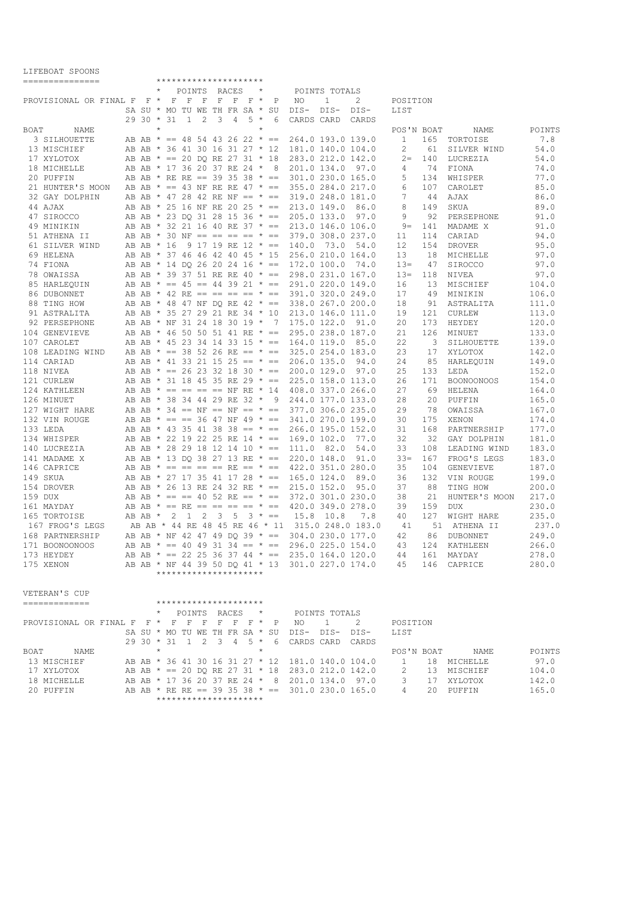# LIFEBOAT SPOONS

| BOAT | NAME | SA 29 | SU 30 | MO 31 | TU 1 | WE 2 | TH 3 | FR 4 | SA 5 | SU 6 | POINTS TOTALS NO DIS-CARDS | POINTS TOTALS 1 DIS-CARD | POINTS TOTALS 2 DIS-CARDS |
|---|---|---|---|---|---|---|---|---|---|---|---|---|---|
| | PROVISIONAL OR FINAL | F | F | F | F | F | F | F | F | P | | | |
| 3 | SILHOUETTE | AB | AB | == | 48 | 54 | 43 | 26 | 22 | == | 264.0 | 193.0 | 139.0 |
| 13 | MISCHIEF | AB | AB | 36 | 41 | 30 | 16 | 31 | 27 | 12 | 181.0 | 140.0 | 104.0 |
| 17 | XYLOTOX | AB | AB | == | 20 | DQ | RE | 27 | 31 | 18 | 283.0 | 212.0 | 142.0 |
| 18 | MICHELLE | AB | AB | 17 | 36 | 20 | 37 | RE | 24 | 8 | 201.0 | 134.0 | 97.0 |
| 20 | PUFFIN | AB | AB | RE | RE | == | 39 | 35 | 38 | == | 301.0 | 230.0 | 165.0 |
| 21 | HUNTER'S MOON | AB | AB | == | 43 | NF | RE | RE | 47 | == | 355.0 | 284.0 | 217.0 |
| 32 | GAY DOLPHIN | AB | AB | 47 | 28 | 42 | RE | NF | == | == | 319.0 | 248.0 | 181.0 |
| 44 | AJAX | AB | AB | 25 | 16 | NF | RE | 20 | 25 | == | 213.0 | 149.0 | 86.0 |
| 47 | SIROCCO | AB | AB | 23 | DQ | 31 | 28 | 15 | 36 | == | 205.0 | 133.0 | 97.0 |
| 49 | MINIKIN | AB | AB | 32 | 21 | 16 | 40 | RE | 37 | == | 213.0 | 146.0 | 106.0 |
| 51 | ATHENA II | AB | AB | 30 | NF | == | == | == | == | == | 379.0 | 308.0 | 237.0 |
| 61 | SILVER WIND | AB | AB | 16 | 9 | 17 | 19 | RE | 12 | == | 140.0 | 73.0 | 54.0 |
| 69 | HELENA | AB | AB | 37 | 46 | 46 | 42 | 40 | 45 | 15 | 256.0 | 210.0 | 164.0 |
| 74 | FIONA | AB | AB | 14 | DQ | 26 | 20 | 24 | 16 | == | 172.0 | 100.0 | 74.0 |
| 78 | OWAISSA | AB | AB | 39 | 37 | 51 | RE | RE | 40 | == | 298.0 | 231.0 | 167.0 |
| 85 | HARLEQUIN | AB | AB | == | 45 | == | 44 | 39 | 21 | == | 291.0 | 220.0 | 149.0 |
| 86 | DUBONNET | AB | AB | 42 | RE | == | == | == | == | == | 391.0 | 320.0 | 249.0 |
| 88 | TING HOW | AB | AB | 48 | 47 | NF | DQ | RE | 42 | == | 338.0 | 267.0 | 200.0 |
| 91 | ASTRALITA | AB | AB | 35 | 27 | 29 | 21 | RE | 34 | 10 | 213.0 | 146.0 | 111.0 |
| 92 | PERSEPHONE | AB | AB | NF | 31 | 24 | 18 | 30 | 19 | 7 | 175.0 | 122.0 | 91.0 |
| 104 | GENEVIEVE | AB | AB | 46 | 50 | 50 | 51 | 41 | RE | == | 295.0 | 238.0 | 187.0 |
| 107 | CAROLET | AB | AB | 45 | 23 | 34 | 14 | 33 | 15 | == | 164.0 | 119.0 | 85.0 |
| 108 | LEADING WIND | AB | AB | == | 38 | 52 | 26 | RE | == | == | 325.0 | 254.0 | 183.0 |
| 114 | CARIAD | AB | AB | 41 | 33 | 21 | 15 | 25 | == | == | 206.0 | 135.0 | 94.0 |
| 118 | NIVEA | AB | AB | == | 26 | 23 | 32 | 18 | 30 | == | 200.0 | 129.0 | 97.0 |
| 121 | CURLEW | AB | AB | 31 | 18 | 45 | 35 | RE | 29 | == | 225.0 | 158.0 | 113.0 |
| 124 | KATHLEEN | AB | AB | == | == | == | == | NF | RE | 14 | 408.0 | 337.0 | 266.0 |
| 126 | MINUET | AB | AB | 38 | 34 | 44 | 29 | RE | 32 | 9 | 244.0 | 177.0 | 133.0 |
| 127 | WIGHT HARE | AB | AB | 34 | == | NF | == | NF | == | == | 377.0 | 306.0 | 235.0 |
| 132 | VIN ROUGE | AB | AB | == | == | 36 | 47 | NF | 49 | == | 341.0 | 270.0 | 199.0 |
| 133 | LEDA | AB | AB | 43 | 35 | 41 | 38 | 38 | == | == | 266.0 | 195.0 | 152.0 |
| 134 | WHISPER | AB | AB | 22 | 19 | 22 | 25 | RE | 14 | == | 169.0 | 102.0 | 77.0 |
| 140 | LUCREZIA | AB | AB | 28 | 29 | 18 | 12 | 14 | 10 | == | 111.0 | 82.0 | 54.0 |
| 141 | MADAME X | AB | AB | 13 | DQ | 38 | 27 | 13 | RE | == | 220.0 | 148.0 | 91.0 |
| 146 | CAPRICE | AB | AB | == | == | == | == | RE | == | == | 422.0 | 351.0 | 280.0 |
| 149 | SKUA | AB | AB | 27 | 17 | 35 | 41 | 17 | 28 | == | 165.0 | 124.0 | 89.0 |
| 154 | DROVER | AB | AB | 26 | 13 | RE | 24 | 32 | RE | == | 215.0 | 152.0 | 95.0 |
| 159 | DUX | AB | AB | == | == | 40 | 52 | RE | == | == | 372.0 | 301.0 | 230.0 |
| 161 | MAYDAY | AB | AB | == | RE | == | == | == | == | == | 420.0 | 349.0 | 278.0 |
| 165 | TORTOISE | AB | AB | 2 | 1 | 2 | 3 | 5 | 3 | == | 15.8 | 10.8 | 7.8 |
| 167 | FROG'S LEGS | AB | AB | 44 | RE | 48 | 45 | RE | 46 | 11 | 315.0 | 248.0 | 183.0 |
| 168 | PARTNERSHIP | AB | AB | NF | 42 | 47 | 49 | DQ | 39 | == | 304.0 | 230.0 | 177.0 |
| 171 | BOONOONOOS | AB | AB | == | 40 | 49 | 31 | 34 | == | == | 296.0 | 225.0 | 154.0 |
| 173 | HEYDEY | AB | AB | == | 22 | 25 | 36 | 37 | 44 | == | 235.0 | 164.0 | 120.0 |
| 175 | XENON | AB | AB | NF | 44 | 39 | 50 | DQ | 41 | 13 | 301.0 | 227.0 | 174.0 |

POSITION LIST

| POS'N | BOAT | NAME | POINTS |
|---|---|---|---|
| 1 | 165 | TORTOISE | 7.8 |
| 2 | 61 | SILVER WIND | 54.0 |
| 2= | 140 | LUCREZIA | 54.0 |
| 4 | 74 | FIONA | 74.0 |
| 5 | 134 | WHISPER | 77.0 |
| 6 | 107 | CAROLET | 85.0 |
| 7 | 44 | AJAX | 86.0 |
| 8 | 149 | SKUA | 89.0 |
| 9 | 92 | PERSEPHONE | 91.0 |
| 9= | 141 | MADAME X | 91.0 |
| 11 | 114 | CARIAD | 94.0 |
| 12 | 154 | DROVER | 95.0 |
| 13 | 18 | MICHELLE | 97.0 |
| 13= | 47 | SIROCCO | 97.0 |
| 13= | 118 | NIVEA | 97.0 |
| 16 | 13 | MISCHIEF | 104.0 |
| 17 | 49 | MINIKIN | 106.0 |
| 18 | 91 | ASTRALITA | 111.0 |
| 19 | 121 | CURLEW | 113.0 |
| 20 | 173 | HEYDEY | 120.0 |
| 21 | 126 | MINUET | 133.0 |
| 22 | 3 | SILHOUETTE | 139.0 |
| 23 | 17 | XYLOTOX | 142.0 |
| 24 | 85 | HARLEQUIN | 149.0 |
| 25 | 133 | LEDA | 152.0 |
| 26 | 171 | BOONOONOOS | 154.0 |
| 27 | 69 | HELENA | 164.0 |
| 28 | 20 | PUFFIN | 165.0 |
| 29 | 78 | OWAISSA | 167.0 |
| 30 | 175 | XENON | 174.0 |
| 31 | 168 | PARTNERSHIP | 177.0 |
| 32 | 32 | GAY DOLPHIN | 181.0 |
| 33 | 108 | LEADING WIND | 183.0 |
| 33= | 167 | FROG'S LEGS | 183.0 |
| 35 | 104 | GENEVIEVE | 187.0 |
| 36 | 132 | VIN ROUGE | 199.0 |
| 37 | 88 | TING HOW | 200.0 |
| 38 | 21 | HUNTER'S MOON | 217.0 |
| 39 | 159 | DUX | 230.0 |
| 40 | 127 | WIGHT HARE | 235.0 |
| 41 | 51 | ATHENA II | 237.0 |
| 42 | 86 | DUBONNET | 249.0 |
| 43 | 124 | KATHLEEN | 266.0 |
| 44 | 161 | MAYDAY | 278.0 |
| 45 | 146 | CAPRICE | 280.0 |

# VETERAN'S CUP

| BOAT | NAME | SA 29 | SU 30 | MO 31 | TU 1 | WE 2 | TH 3 | FR 4 | SA 5 | SU 6 | POINTS TOTALS NO DIS-CARDS | POINTS TOTALS 1 DIS-CARD | POINTS TOTALS 2 DIS-CARDS |
|---|---|---|---|---|---|---|---|---|---|---|---|---|---|
| | PROVISIONAL OR FINAL | F | F | F | F | F | F | F | F | P | | | |
| 13 | MISCHIEF | AB | AB | 36 | 41 | 30 | 16 | 31 | 27 | 12 | 181.0 | 140.0 | 104.0 |
| 17 | XYLOTOX | AB | AB | == | 20 | DQ | RE | 27 | 31 | 18 | 283.0 | 212.0 | 142.0 |
| 18 | MICHELLE | AB | AB | 17 | 36 | 20 | 37 | RE | 24 | 8 | 201.0 | 134.0 | 97.0 |
| 20 | PUFFIN | AB | AB | RE | RE | == | 39 | 35 | 38 | == | 301.0 | 230.0 | 165.0 |

POSITION LIST

| POS'N | BOAT | NAME | POINTS |
|---|---|---|---|
| 1 | 18 | MICHELLE | 97.0 |
| 2 | 13 | MISCHIEF | 104.0 |
| 3 | 17 | XYLOTOX | 142.0 |
| 4 | 20 | PUFFIN | 165.0 |